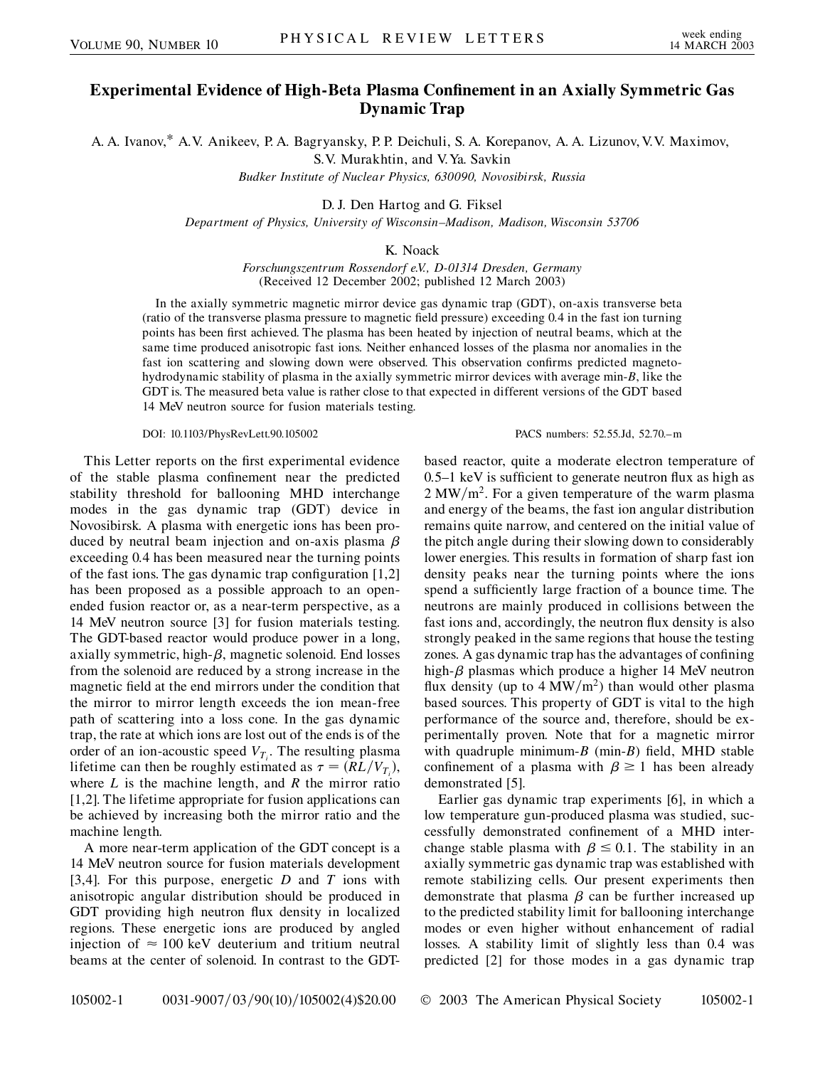# Experimental Evidence of High-Beta Plasma Confinement in an Axially Symmetric Gas Dynamic Trap

A. A. Ivanov,* A. V. Anikeev, P. A. Bagryansky, P. P. Deichuli, S. A. Korepanov, A. A. Lizunov, V. V. Maximov, S. V. Murakhtin, and V. Ya. Savkin

*Budker Institute of Nuclear Physics, 630090, Novosibirsk, Russia*

D. J. Den Hartog and G. Fiksel

*Department of Physics, University of Wisconsin–Madison, Madison, Wisconsin 53706*

K. Noack

*Forschungszentrum Rossendorf e.V., D-01314 Dresden, Germany*

(Received 12 December 2002; published 12 March 2003)

In the axially symmetric magnetic mirror device gas dynamic trap (GDT), on-axis transverse beta (ratio of the transverse plasma pressure to magnetic field pressure) exceeding 0.4 in the fast ion turning points has been first achieved. The plasma has been heated by injection of neutral beams, which at the same time produced anisotropic fast ions. Neither enhanced losses of the plasma nor anomalies in the fast ion scattering and slowing down were observed. This observation confirms predicted magnetohydrodynamic stability of plasma in the axially symmetric mirror devices with average min-$B$, like the GDT is. The measured beta value is rather close to that expected in different versions of the GDT based 14 MeV neutron source for fusion materials testing.

DOI: 10.1103/PhysRevLett.90.105002 PACS numbers: 52.55.Jd, 52.70.–m

This Letter reports on the first experimental evidence of the stable plasma confinement near the predicted stability threshold for ballooning MHD interchange modes in the gas dynamic trap (GDT) device in Novosibirsk. A plasma with energetic ions has been produced by neutral beam injection and on-axis plasma $\beta$ exceeding 0.4 has been measured near the turning points of the fast ions. The gas dynamic trap configuration [1,2] has been proposed as a possible approach to an open-ended fusion reactor or, as a near-term perspective, as a 14 MeV neutron source [3] for fusion materials testing. The GDT-based reactor would produce power in a long, axially symmetric, high-$\beta$, magnetic solenoid. End losses from the solenoid are reduced by a strong increase in the magnetic field at the end mirrors under the condition that the mirror to mirror length exceeds the ion mean-free path of scattering into a loss cone. In the gas dynamic trap, the rate at which ions are lost out of the ends is of the order of an ion-acoustic speed $V_{T_i}$. The resulting plasma lifetime can then be roughly estimated as $\tau = (RL/V_{T_i})$, where $L$ is the machine length, and $R$ the mirror ratio [1,2]. The lifetime appropriate for fusion applications can be achieved by increasing both the mirror ratio and the machine length.

A more near-term application of the GDT concept is a 14 MeV neutron source for fusion materials development [3,4]. For this purpose, energetic $D$ and $T$ ions with anisotropic angular distribution should be produced in GDT providing high neutron flux density in localized regions. These energetic ions are produced by angled injection of $\approx 100$ keV deuterium and tritium neutral beams at the center of solenoid. In contrast to the GDT-based reactor, quite a moderate electron temperature of 0.5–1 keV is sufficient to generate neutron flux as high as 2 MW/m$^2$. For a given temperature of the warm plasma and energy of the beams, the fast ion angular distribution remains quite narrow, and centered on the initial value of the pitch angle during their slowing down to considerably lower energies. This results in formation of sharp fast ion density peaks near the turning points where the ions spend a sufficiently large fraction of a bounce time. The neutrons are mainly produced in collisions between the fast ions and, accordingly, the neutron flux density is also strongly peaked in the same regions that house the testing zones. A gas dynamic trap has the advantages of confining high-$\beta$ plasmas which produce a higher 14 MeV neutron flux density (up to 4 MW/m$^2$) than would other plasma based sources. This property of GDT is vital to the high performance of the source and, therefore, should be experimentally proven. Note that for a magnetic mirror with quadruple minimum-$B$ (min-$B$) field, MHD stable confinement of a plasma with $\beta \geq 1$ has been already demonstrated [5].

Earlier gas dynamic trap experiments [6], in which a low temperature gun-produced plasma was studied, successfully demonstrated confinement of a MHD interchange stable plasma with $\beta \leq 0.1$. The stability in an axially symmetric gas dynamic trap was established with remote stabilizing cells. Our present experiments then demonstrate that plasma $\beta$ can be further increased up to the predicted stability limit for ballooning interchange modes or even higher without enhancement of radial losses. A stability limit of slightly less than 0.4 was predicted [2] for those modes in a gas dynamic trap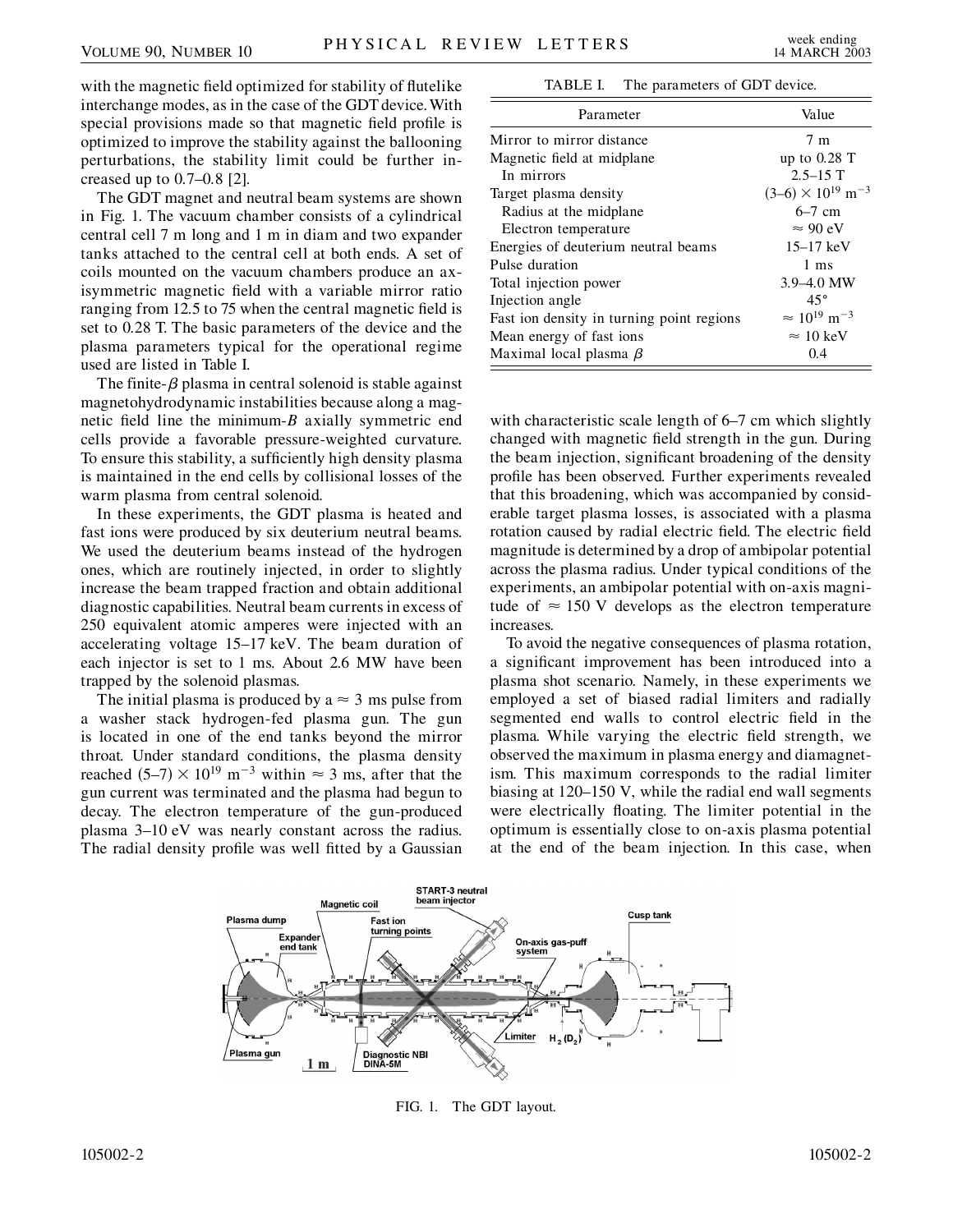with the magnetic field optimized for stability of flutelike interchange modes, as in the case of the GDT device. With special provisions made so that magnetic field profile is optimized to improve the stability against the ballooning perturbations, the stability limit could be further increased up to 0.7–0.8 [2].

The GDT magnet and neutral beam systems are shown in Fig. 1. The vacuum chamber consists of a cylindrical central cell 7 m long and 1 m in diam and two expander tanks attached to the central cell at both ends. A set of coils mounted on the vacuum chambers produce an axisymmetric magnetic field with a variable mirror ratio ranging from 12.5 to 75 when the central magnetic field is set to 0.28 T. The basic parameters of the device and the plasma parameters typical for the operational regime used are listed in Table I.

The finite-$\beta$ plasma in central solenoid is stable against magnetohydrodynamic instabilities because along a magnetic field line the minimum-$B$ axially symmetric end cells provide a favorable pressure-weighted curvature. To ensure this stability, a sufficiently high density plasma is maintained in the end cells by collisional losses of the warm plasma from central solenoid.

In these experiments, the GDT plasma is heated and fast ions were produced by six deuterium neutral beams. We used the deuterium beams instead of the hydrogen ones, which are routinely injected, in order to slightly increase the beam trapped fraction and obtain additional diagnostic capabilities. Neutral beam currents in excess of 250 equivalent atomic amperes were injected with an accelerating voltage 15–17 keV. The beam duration of each injector is set to 1 ms. About 2.6 MW have been trapped by the solenoid plasmas.

The initial plasma is produced by a $\approx 3$ ms pulse from a washer stack hydrogen-fed plasma gun. The gun is located in one of the end tanks beyond the mirror throat. Under standard conditions, the plasma density reached $(5\text{–}7) \times 10^{19}$ m$^{-3}$ within $\approx 3$ ms, after that the gun current was terminated and the plasma had begun to decay. The electron temperature of the gun-produced plasma 3–10 eV was nearly constant across the radius. The radial density profile was well fitted by a Gaussian with characteristic scale length of 6–7 cm which slightly changed with magnetic field strength in the gun. During the beam injection, significant broadening of the density profile has been observed. Further experiments revealed that this broadening, which was accompanied by considerable target plasma losses, is associated with a plasma rotation caused by radial electric field. The electric field magnitude is determined by a drop of ambipolar potential across the plasma radius. Under typical conditions of the experiments, an ambipolar potential with on-axis magnitude of $\approx 150$ V develops as the electron temperature increases.

To avoid the negative consequences of plasma rotation, a significant improvement has been introduced into a plasma shot scenario. Namely, in these experiments we employed a set of biased radial limiters and radially segmented end walls to control electric field in the plasma. While varying the electric field strength, we observed the maximum in plasma energy and diamagnetism. This maximum corresponds to the radial limiter biasing at 120–150 V, while the radial end wall segments were electrically floating. The limiter potential in the optimum is essentially close to on-axis plasma potential at the end of the beam injection. In this case, when

TABLE I. The parameters of GDT device.

| Parameter | Value |
| --- | --- |
| Mirror to mirror distance | 7 m |
| Magnetic field at midplane | up to 0.28 T |
| In mirrors | 2.5–15 T |
| Target plasma density | $(3\text{–}6) \times 10^{19}$ m$^{-3}$ |
| Radius at the midplane | 6–7 cm |
| Electron temperature | $\approx 90$ eV |
| Energies of deuterium neutral beams | 15–17 keV |
| Pulse duration | 1 ms |
| Total injection power | 3.9–4.0 MW |
| Injection angle | 45° |
| Fast ion density in turning point regions | $\approx 10^{19}$ m$^{-3}$ |
| Mean energy of fast ions | $\approx 10$ keV |
| Maximal local plasma $\beta$ | 0.4 |

FIG. 1. The GDT layout.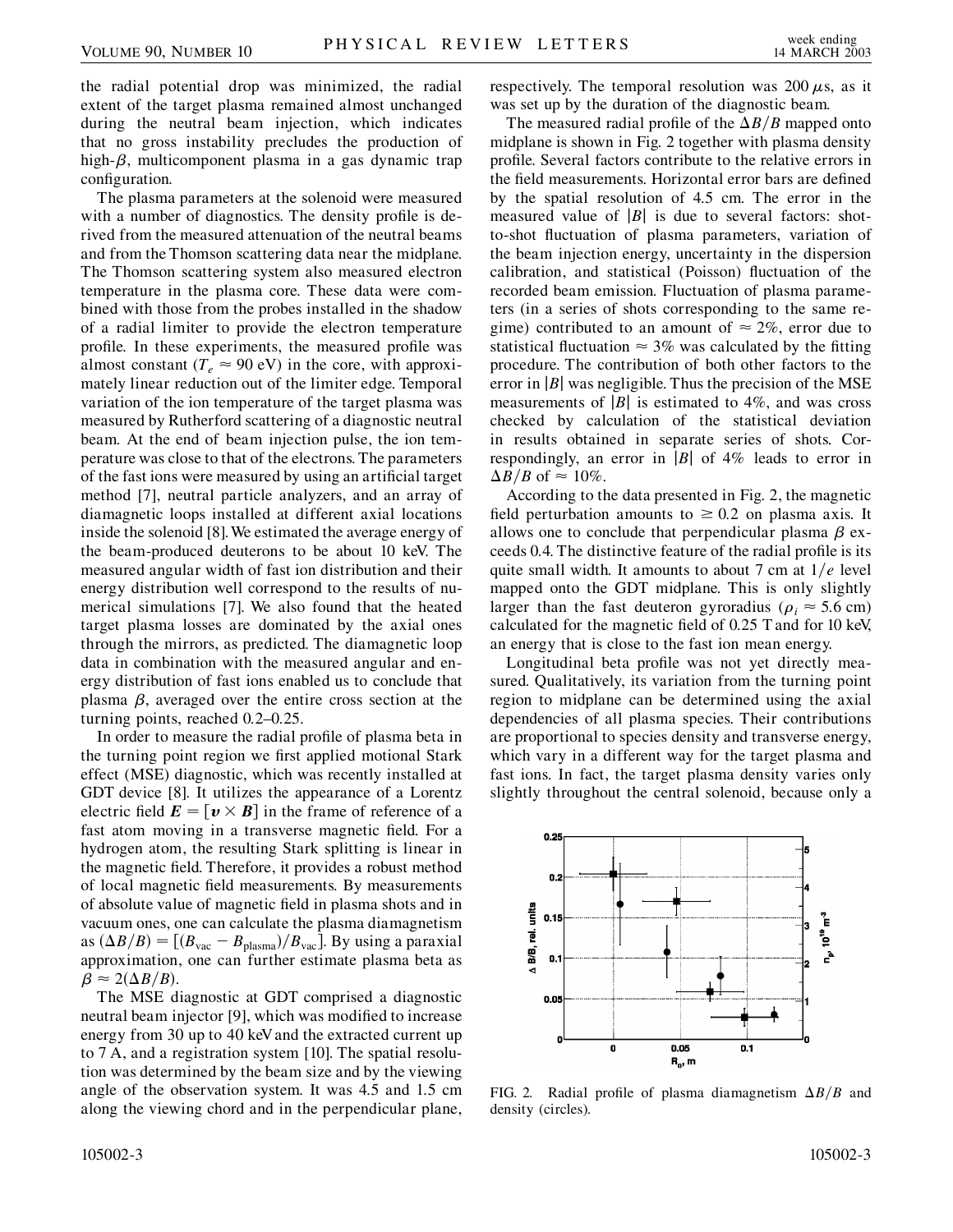the radial potential drop was minimized, the radial extent of the target plasma remained almost unchanged during the neutral beam injection, which indicates that no gross instability precludes the production of high-$\beta$, multicomponent plasma in a gas dynamic trap configuration.

The plasma parameters at the solenoid were measured with a number of diagnostics. The density profile is derived from the measured attenuation of the neutral beams and from the Thomson scattering data near the midplane. The Thomson scattering system also measured electron temperature in the plasma core. These data were combined with those from the probes installed in the shadow of a radial limiter to provide the electron temperature profile. In these experiments, the measured profile was almost constant ($T_e \approx 90$ eV) in the core, with approximately linear reduction out of the limiter edge. Temporal variation of the ion temperature of the target plasma was measured by Rutherford scattering of a diagnostic neutral beam. At the end of beam injection pulse, the ion temperature was close to that of the electrons. The parameters of the fast ions were measured by using an artificial target method [7], neutral particle analyzers, and an array of diamagnetic loops installed at different axial locations inside the solenoid [8]. We estimated the average energy of the beam-produced deuterons to be about 10 keV. The measured angular width of fast ion distribution and their energy distribution well correspond to the results of numerical simulations [7]. We also found that the heated target plasma losses are dominated by the axial ones through the mirrors, as predicted. The diamagnetic loop data in combination with the measured angular and energy distribution of fast ions enabled us to conclude that plasma $\beta$, averaged over the entire cross section at the turning points, reached 0.2–0.25.

In order to measure the radial profile of plasma beta in the turning point region we first applied motional Stark effect (MSE) diagnostic, which was recently installed at GDT device [8]. It utilizes the appearance of a Lorentz electric field $\boldsymbol{E} = [\boldsymbol{v} \times \boldsymbol{B}]$ in the frame of reference of a fast atom moving in a transverse magnetic field. For a hydrogen atom, the resulting Stark splitting is linear in the magnetic field. Therefore, it provides a robust method of local magnetic field measurements. By measurements of absolute value of magnetic field in plasma shots and in vacuum ones, one can calculate the plasma diamagnetism as $(\Delta B/B) = [(B_{\mathrm{vac}} - B_{\mathrm{plasma}})/B_{\mathrm{vac}}]$. By using a paraxial approximation, one can further estimate plasma beta as $\beta \approx 2(\Delta B/B)$.

The MSE diagnostic at GDT comprised a diagnostic neutral beam injector [9], which was modified to increase energy from 30 up to 40 keV and the extracted current up to 7 A, and a registration system [10]. The spatial resolution was determined by the beam size and by the viewing angle of the observation system. It was 4.5 and 1.5 cm along the viewing chord and in the perpendicular plane, respectively. The temporal resolution was 200 $\mu$s, as it was set up by the duration of the diagnostic beam.

The measured radial profile of the $\Delta B/B$ mapped onto midplane is shown in Fig. 2 together with plasma density profile. Several factors contribute to the relative errors in the field measurements. Horizontal error bars are defined by the spatial resolution of 4.5 cm. The error in the measured value of $|B|$ is due to several factors: shot-to-shot fluctuation of plasma parameters, variation of the beam injection energy, uncertainty in the dispersion calibration, and statistical (Poisson) fluctuation of the recorded beam emission. Fluctuation of plasma parameters (in a series of shots corresponding to the same regime) contributed to an amount of $\approx 2\%$, error due to statistical fluctuation $\approx 3\%$ was calculated by the fitting procedure. The contribution of both other factors to the error in $|B|$ was negligible. Thus the precision of the MSE measurements of $|B|$ is estimated to 4%, and was cross checked by calculation of the statistical deviation in results obtained in separate series of shots. Correspondingly, an error in $|B|$ of 4% leads to error in $\Delta B/B$ of $\approx 10\%$.

According to the data presented in Fig. 2, the magnetic field perturbation amounts to $\geq 0.2$ on plasma axis. It allows one to conclude that perpendicular plasma $\beta$ exceeds 0.4. The distinctive feature of the radial profile is its quite small width. It amounts to about 7 cm at $1/e$ level mapped onto the GDT midplane. This is only slightly larger than the fast deuteron gyroradius ($\rho_i \approx 5.6$ cm) calculated for the magnetic field of 0.25 T and for 10 keV, an energy that is close to the fast ion mean energy.

Longitudinal beta profile was not yet directly measured. Qualitatively, its variation from the turning point region to midplane can be determined using the axial dependencies of all plasma species. Their contributions are proportional to species density and transverse energy, which vary in a different way for the target plasma and fast ions. In fact, the target plasma density varies only slightly throughout the central solenoid, because only a

FIG. 2. Radial profile of plasma diamagnetism $\Delta B/B$ and density (circles).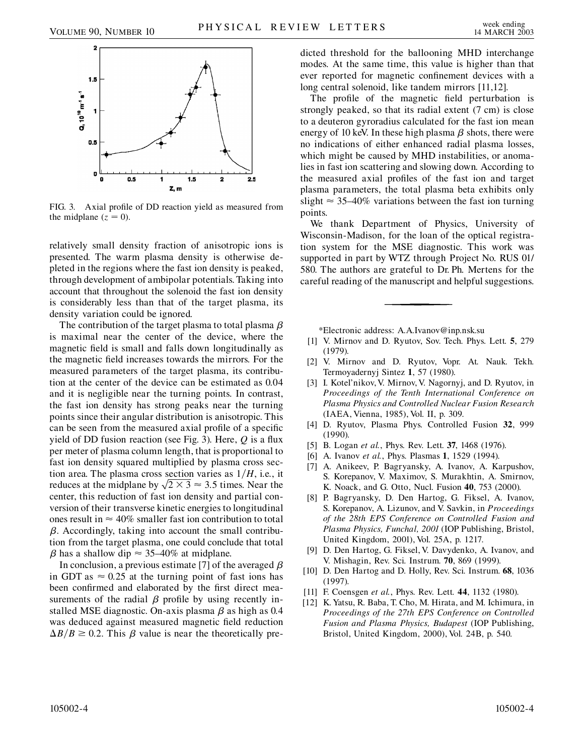2

1.5

$Q, 10^{10}\ m^{-1}\ s^{-1}$

1

0.5

0

0 0.5 1 1.5 2 2.5

Z, m

FIG. 3. Axial profile of DD reaction yield as measured from the midplane ($z = 0$).

relatively small density fraction of anisotropic ions is presented. The warm plasma density is otherwise depleted in the regions where the fast ion density is peaked, through development of ambipolar potentials. Taking into account that throughout the solenoid the fast ion density is considerably less than that of the target plasma, its density variation could be ignored.

The contribution of the target plasma to total plasma $\beta$ is maximal near the center of the device, where the magnetic field is small and falls down longitudinally as the magnetic field increases towards the mirrors. For the measured parameters of the target plasma, its contribution at the center of the device can be estimated as 0.04 and it is negligible near the turning points. In contrast, the fast ion density has strong peaks near the turning points since their angular distribution is anisotropic. This can be seen from the measured axial profile of a specific yield of DD fusion reaction (see Fig. 3). Here, $Q$ is a flux per meter of plasma column length, that is proportional to fast ion density squared multiplied by plasma cross section area. The plasma cross section varies as $1/H$, i.e., it reduces at the midplane by $\sqrt{2 \times 3} \approx 3.5$ times. Near the center, this reduction of fast ion density and partial conversion of their transverse kinetic energies to longitudinal ones result in $\approx 40\%$ smaller fast ion contribution to total $\beta$. Accordingly, taking into account the small contribution from the target plasma, one could conclude that total $\beta$ has a shallow dip $\approx 35$–40% at midplane.

In conclusion, a previous estimate [7] of the averaged $\beta$ in GDT as $\approx 0.25$ at the turning point of fast ions has been confirmed and elaborated by the first direct measurements of the radial $\beta$ profile by using recently installed MSE diagnostic. On-axis plasma $\beta$ as high as 0.4 was deduced against measured magnetic field reduction $\Delta B/B \geq 0.2$. This $\beta$ value is near the theoretically predicted threshold for the ballooning MHD interchange modes. At the same time, this value is higher than that ever reported for magnetic confinement devices with a long central solenoid, like tandem mirrors [11,12].

The profile of the magnetic field perturbation is strongly peaked, so that its radial extent (7 cm) is close to a deuteron gyroradius calculated for the fast ion mean energy of 10 keV. In these high plasma $\beta$ shots, there were no indications of either enhanced radial plasma losses, which might be caused by MHD instabilities, or anomalies in fast ion scattering and slowing down. According to the measured axial profiles of the fast ion and target plasma parameters, the total plasma beta exhibits only slight $\approx 35$–40% variations between the fast ion turning points.

We thank Department of Physics, University of Wisconsin-Madison, for the loan of the optical registration system for the MSE diagnostic. This work was supported in part by WTZ through Project No. RUS 01/580. The authors are grateful to Dr. Ph. Mertens for the careful reading of the manuscript and helpful suggestions.

*Electronic address: A.A.Ivanov@inp.nsk.su

[1] V. Mirnov and D. Ryutov, Sov. Tech. Phys. Lett. **5**, 279 (1979).

[2] V. Mirnov and D. Ryutov, Vopr. At. Nauk. Tekh. Termoyadernyj Sintez **1**, 57 (1980).

[3] I. Kotel'nikov, V. Mirnov, V. Nagornyj, and D. Ryutov, in *Proceedings of the Tenth International Conference on Plasma Physics and Controlled Nuclear Fusion Research* (IAEA, Vienna, 1985), Vol. II, p. 309.

[4] D. Ryutov, Plasma Phys. Controlled Fusion **32**, 999 (1990).

[5] B. Logan *et al.*, Phys. Rev. Lett. **37**, 1468 (1976).

[6] A. Ivanov *et al.*, Phys. Plasmas **1**, 1529 (1994).

[7] A. Anikeev, P. Bagryansky, A. Ivanov, A. Karpushov, S. Korepanov, V. Maximov, S. Murakhtin, A. Smirnov, K. Noack, and G. Otto, Nucl. Fusion **40**, 753 (2000).

[8] P. Bagryansky, D. Den Hartog, G. Fiksel, A. Ivanov, S. Korepanov, A. Lizunov, and V. Savkin, in *Proceedings of the 28th EPS Conference on Controlled Fusion and Plasma Physics, Funchal, 2001* (IOP Publishing, Bristol, United Kingdom, 2001), Vol. 25A, p. 1217.

[9] D. Den Hartog, G. Fiksel, V. Davydenko, A. Ivanov, and V. Mishagin, Rev. Sci. Instrum. **70**, 869 (1999).

[10] D. Den Hartog and D. Holly, Rev. Sci. Instrum. **68**, 1036 (1997).

[11] F. Coensgen *et al.*, Phys. Rev. Lett. **44**, 1132 (1980).

[12] K. Yatsu, R. Baba, T. Cho, M. Hirata, and M. Ichimura, in *Proceedings of the 27th EPS Conference on Controlled Fusion and Plasma Physics, Budapest* (IOP Publishing, Bristol, United Kingdom, 2000), Vol. 24B, p. 540.